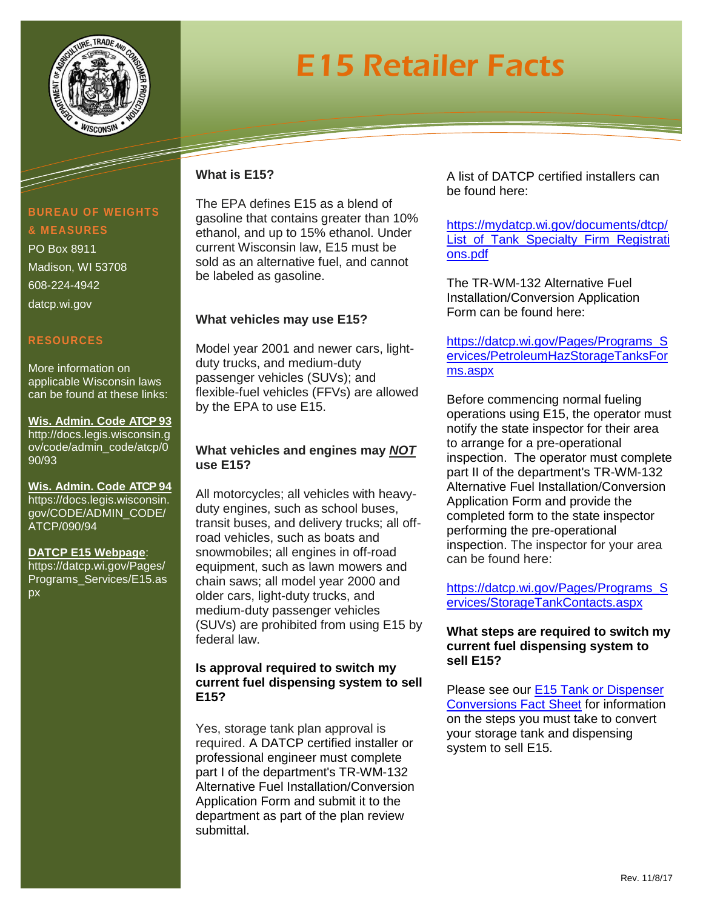# E15 Retailer Facts

**BUREAU OF WEIGHTS & MEASURES**

PO Box 8911
Madison, WI 53708
608-224-4942
datcp.wi.gov

**RESOURCES**

More information on applicable Wisconsin laws can be found at these links:

**Wis. Admin. Code ATCP 93**
http://docs.legis.wisconsin.gov/code/admin_code/atcp/090/93

**Wis. Admin. Code ATCP 94**
https://docs.legis.wisconsin.gov/CODE/ADMIN_CODE/ATCP/090/94

**DATCP E15 Webpage**:
https://datcp.wi.gov/Pages/Programs_Services/E15.aspx

### What is E15?

The EPA defines E15 as a blend of gasoline that contains greater than 10% ethanol, and up to 15% ethanol. Under current Wisconsin law, E15 must be sold as an alternative fuel, and cannot be labeled as gasoline.

### What vehicles may use E15?

Model year 2001 and newer cars, light-duty trucks, and medium-duty passenger vehicles (SUVs); and flexible-fuel vehicles (FFVs) are allowed by the EPA to use E15.

### What vehicles and engines may ***NOT*** use E15?

All motorcycles; all vehicles with heavy-duty engines, such as school buses, transit buses, and delivery trucks; all off-road vehicles, such as boats and snowmobiles; all engines in off-road equipment, such as lawn mowers and chain saws; all model year 2000 and older cars, light-duty trucks, and medium-duty passenger vehicles (SUVs) are prohibited from using E15 by federal law.

### Is approval required to switch my current fuel dispensing system to sell E15?

Yes, storage tank plan approval is required. A DATCP certified installer or professional engineer must complete part I of the department's TR-WM-132 Alternative Fuel Installation/Conversion Application Form and submit it to the department as part of the plan review submittal.

A list of DATCP certified installers can be found here:

https://mydatcp.wi.gov/documents/dtcp/List_of_Tank_Specialty_Firm_Registrations.pdf

The TR-WM-132 Alternative Fuel Installation/Conversion Application Form can be found here:

https://datcp.wi.gov/Pages/Programs_Services/PetroleumHazStorageTanksForms.aspx

Before commencing normal fueling operations using E15, the operator must notify the state inspector for their area to arrange for a pre-operational inspection. The operator must complete part II of the department's TR-WM-132 Alternative Fuel Installation/Conversion Application Form and provide the completed form to the state inspector performing the pre-operational inspection. The inspector for your area can be found here:

https://datcp.wi.gov/Pages/Programs_Services/StorageTankContacts.aspx

### What steps are required to switch my current fuel dispensing system to sell E15?

Please see our E15 Tank or Dispenser Conversions Fact Sheet for information on the steps you must take to convert your storage tank and dispensing system to sell E15.

Rev. 11/8/17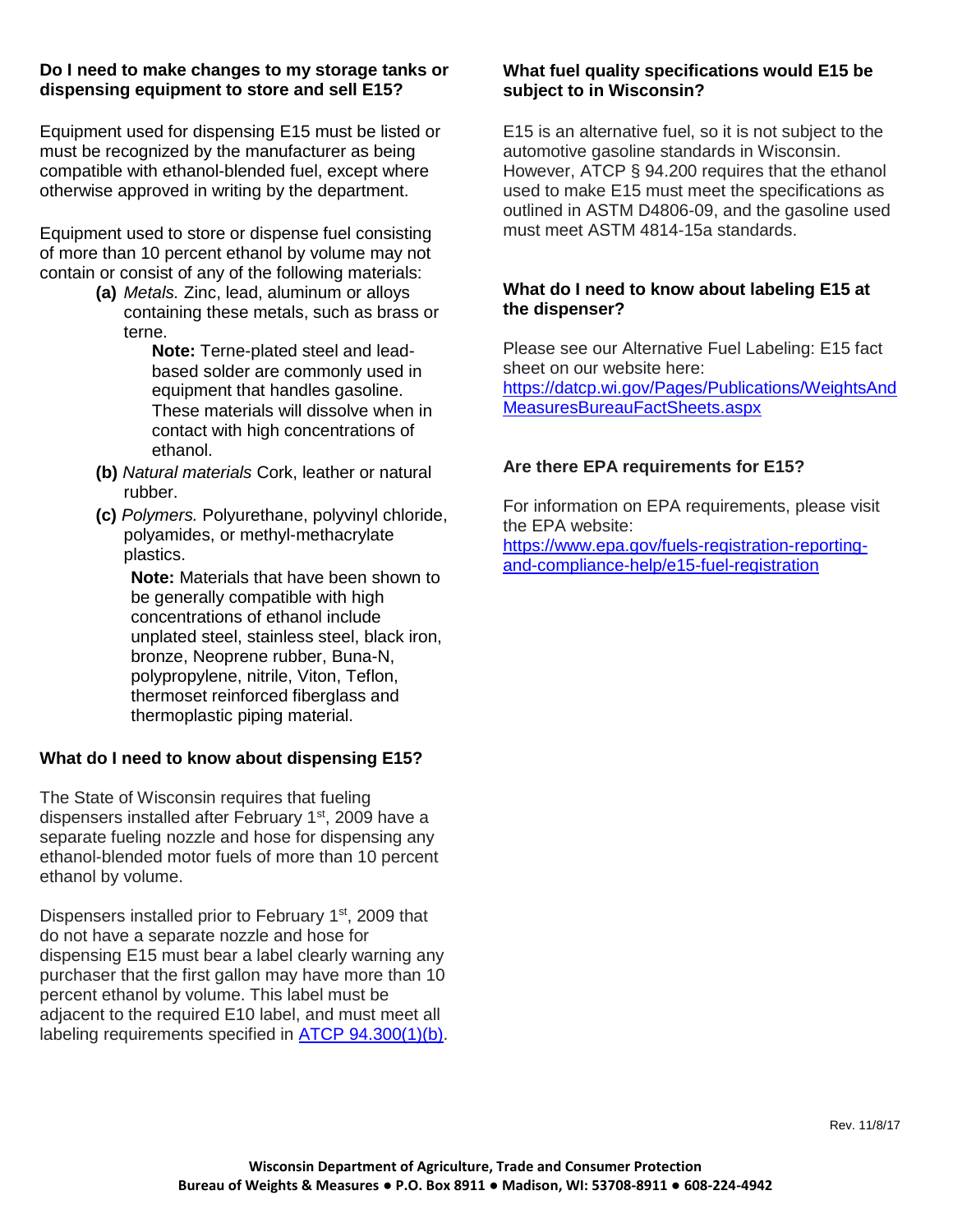**Do I need to make changes to my storage tanks or dispensing equipment to store and sell E15?**

Equipment used for dispensing E15 must be listed or must be recognized by the manufacturer as being compatible with ethanol-blended fuel, except where otherwise approved in writing by the department.

Equipment used to store or dispense fuel consisting of more than 10 percent ethanol by volume may not contain or consist of any of the following materials:

- **(a)** *Metals.* Zinc, lead, aluminum or alloys containing these metals, such as brass or terne.

  **Note:** Terne-plated steel and lead-based solder are commonly used in equipment that handles gasoline. These materials will dissolve when in contact with high concentrations of ethanol.

- **(b)** *Natural materials* Cork, leather or natural rubber.
- **(c)** *Polymers.* Polyurethane, polyvinyl chloride, polyamides, or methyl-methacrylate plastics.

  **Note:** Materials that have been shown to be generally compatible with high concentrations of ethanol include unplated steel, stainless steel, black iron, bronze, Neoprene rubber, Buna-N, polypropylene, nitrile, Viton, Teflon, thermoset reinforced fiberglass and thermoplastic piping material.

**What do I need to know about dispensing E15?**

The State of Wisconsin requires that fueling dispensers installed after February 1st, 2009 have a separate fueling nozzle and hose for dispensing any ethanol-blended motor fuels of more than 10 percent ethanol by volume.

Dispensers installed prior to February 1st, 2009 that do not have a separate nozzle and hose for dispensing E15 must bear a label clearly warning any purchaser that the first gallon may have more than 10 percent ethanol by volume. This label must be adjacent to the required E10 label, and must meet all labeling requirements specified in ATCP 94.300(1)(b).

**What fuel quality specifications would E15 be subject to in Wisconsin?**

E15 is an alternative fuel, so it is not subject to the automotive gasoline standards in Wisconsin. However, ATCP § 94.200 requires that the ethanol used to make E15 must meet the specifications as outlined in ASTM D4806-09, and the gasoline used must meet ASTM 4814-15a standards.

**What do I need to know about labeling E15 at the dispenser?**

Please see our Alternative Fuel Labeling: E15 fact sheet on our website here: https://datcp.wi.gov/Pages/Publications/WeightsAndMeasuresBureauFactSheets.aspx

**Are there EPA requirements for E15?**

For information on EPA requirements, please visit the EPA website: https://www.epa.gov/fuels-registration-reporting-and-compliance-help/e15-fuel-registration

Rev. 11/8/17

**Wisconsin Department of Agriculture, Trade and Consumer Protection**
**Bureau of Weights & Measures ● P.O. Box 8911 ● Madison, WI: 53708-8911 ● 608-224-4942**